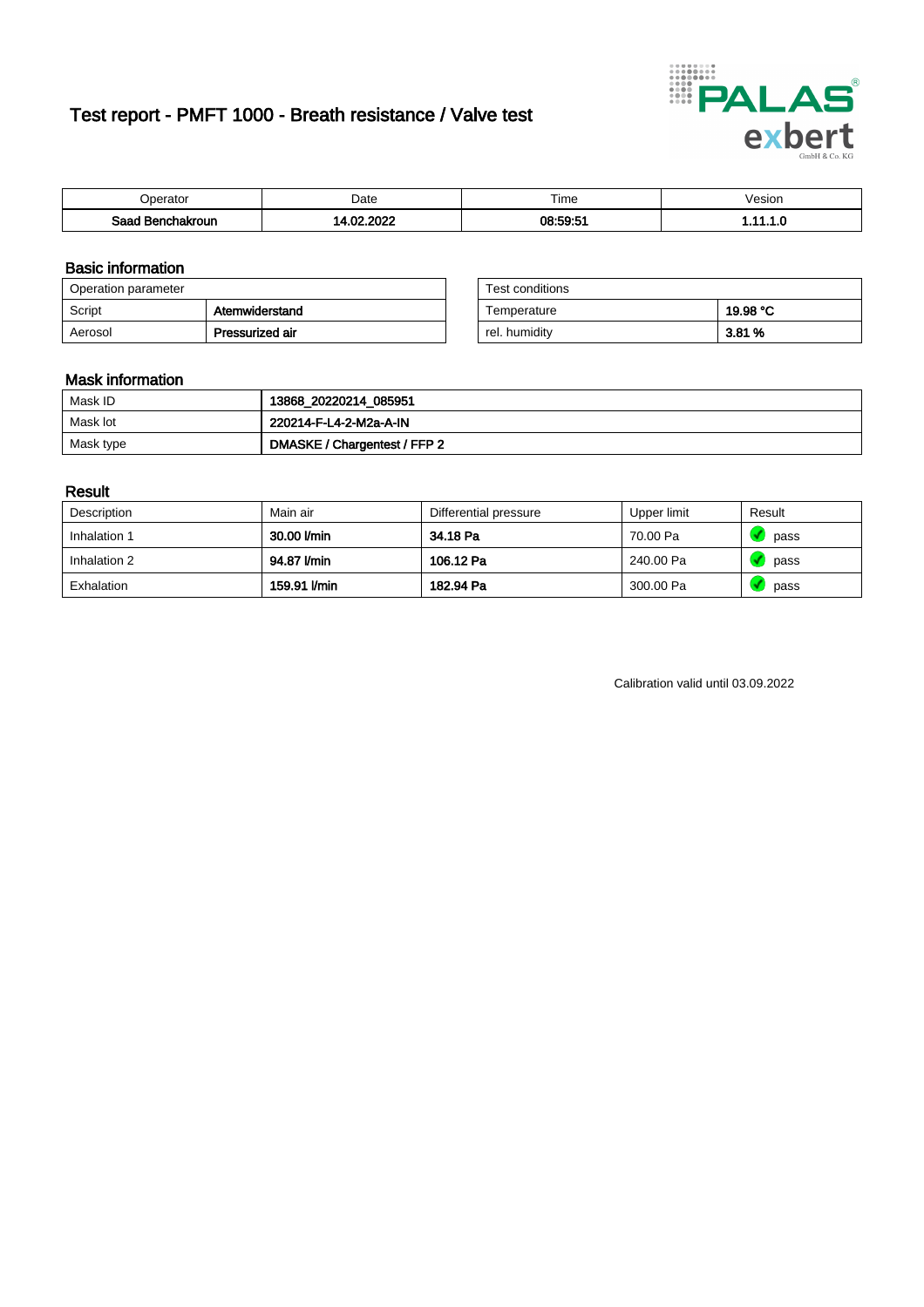# Test report - PMFT 1000 - Breath resistance / Valve test

| Operator | Date | Time | Vesion |
|---|---|---|---|
| **Saad Benchakroun** | **14.02.2022** | **08:59:51** | **1.11.1.0** |

## Basic information

| Operation parameter | |
|---|---|
| Script | **Atemwiderstand** |
| Aerosol | **Pressurized air** |

| Test conditions | |
|---|---|
| Temperature | **19.98 °C** |
| rel. humidity | **3.81 %** |

## Mask information

| | |
|---|---|
| Mask ID | **13868_20220214_085951** |
| Mask lot | **220214-F-L4-2-M2a-A-IN** |
| Mask type | **DMASKE / Chargentest / FFP 2** |

## Result

| Description | Main air | Differential pressure | Upper limit | Result |
|---|---|---|---|---|
| Inhalation 1 | **30.00 l/min** | **34.18 Pa** | 70.00 Pa | pass |
| Inhalation 2 | **94.87 l/min** | **106.12 Pa** | 240.00 Pa | pass |
| Exhalation | **159.91 l/min** | **182.94 Pa** | 300.00 Pa | pass |

Calibration valid until 03.09.2022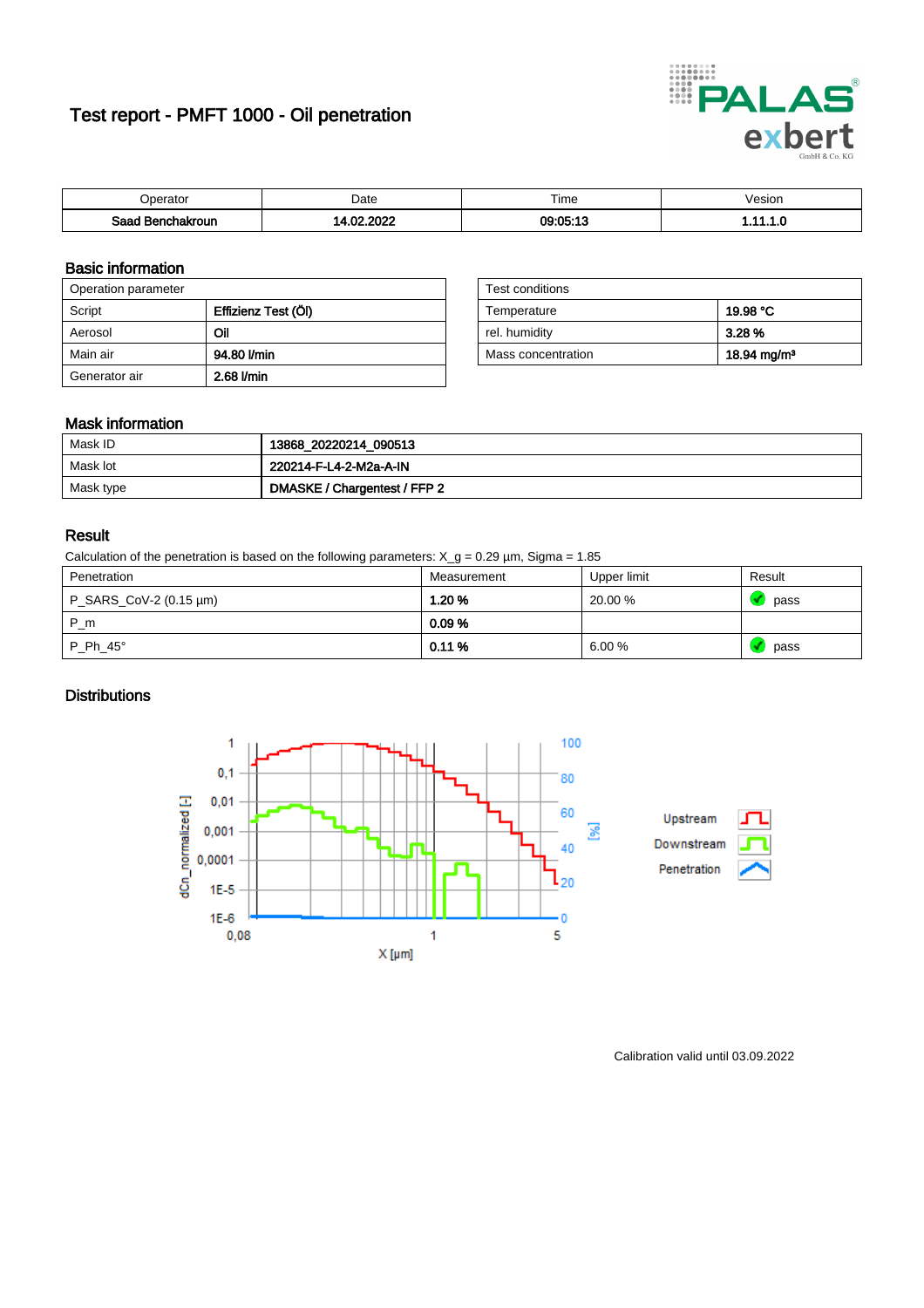# Test report - PMFT 1000 - Oil penetration

PALAS exbert GmbH & Co. KG

| Operator | Date | Time | Vesion |
|---|---|---|---|
| **Saad Benchakroun** | **14.02.2022** | **09:05:13** | **1.11.1.0** |

## Basic information

| Operation parameter | |
|---|---|
| Script | **Effizienz Test (Öl)** |
| Aerosol | **Oil** |
| Main air | **94.80 l/min** |
| Generator air | **2.68 l/min** |

| Test conditions | |
|---|---|
| Temperature | **19.98 °C** |
| rel. humidity | **3.28 %** |
| Mass concentration | **18.94 mg/m³** |

## Mask information

| | |
|---|---|
| Mask ID | **13868_20220214_090513** |
| Mask lot | **220214-F-L4-2-M2a-A-IN** |
| Mask type | **DMASKE / Chargentest / FFP 2** |

## Result

Calculation of the penetration is based on the following parameters: X_g = 0.29 µm, Sigma = 1.85

| Penetration | Measurement | Upper limit | Result |
|---|---|---|---|
| P_SARS_CoV-2 (0.15 µm) | **1.20 %** | 20.00 % | pass |
| P_m | **0.09 %** | | |
| P_Ph_45° | **0.11 %** | 6.00 % | pass |

## Distributions

1
0,1
0,01
0,001
0,0001
1E-5
1E-6
dCn_normalized [-]
0,08
1
5
X [µm]
100
80
60
40
20
0
[%]
Upstream
Downstream
Penetration

Calibration valid until 03.09.2022